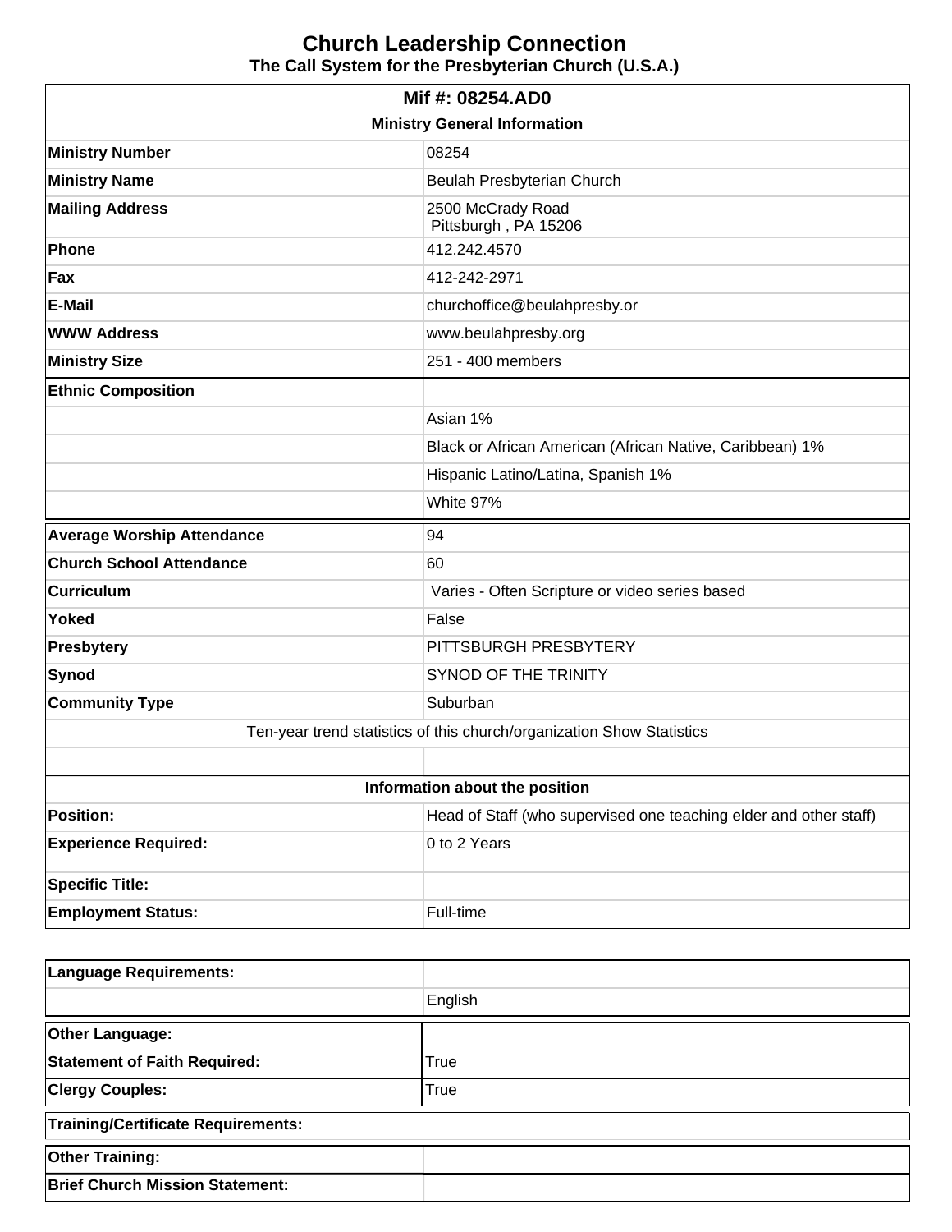# Church Leadership Connection

## The Call System for the Presbyterian Church (U.S.A.)

| Mif #: 08254.AD0 | |
|---|---|
| **Ministry General Information** | |
| **Ministry Number** | 08254 |
| **Ministry Name** | Beulah Presbyterian Church |
| **Mailing Address** | 2500 McCrady Road<br>Pittsburgh , PA 15206 |
| **Phone** | 412.242.4570 |
| **Fax** | 412-242-2971 |
| **E-Mail** | churchoffice@beulahpresby.or |
| **WWW Address** | www.beulahpresby.org |
| **Ministry Size** | 251 - 400 members |
| **Ethnic Composition** | |
| | Asian 1% |
| | Black or African American (African Native, Caribbean) 1% |
| | Hispanic Latino/Latina, Spanish 1% |
| | White 97% |
| **Average Worship Attendance** | 94 |
| **Church School Attendance** | 60 |
| **Curriculum** | Varies - Often Scripture or video series based |
| **Yoked** | False |
| **Presbytery** | PITTSBURGH PRESBYTERY |
| **Synod** | SYNOD OF THE TRINITY |
| **Community Type** | Suburban |
| Ten-year trend statistics of this church/organization Show Statistics | |
| | |
| **Information about the position** | |
| **Position:** | Head of Staff (who supervised one teaching elder and other staff) |
| **Experience Required:** | 0 to 2 Years |
| **Specific Title:** | |
| **Employment Status:** | Full-time |

| **Language Requirements:** | |
|---|---|
| | English |
| **Other Language:** | |
| **Statement of Faith Required:** | True |
| **Clergy Couples:** | True |
| **Training/Certificate Requirements:** | |
| **Other Training:** | |
| **Brief Church Mission Statement:** | |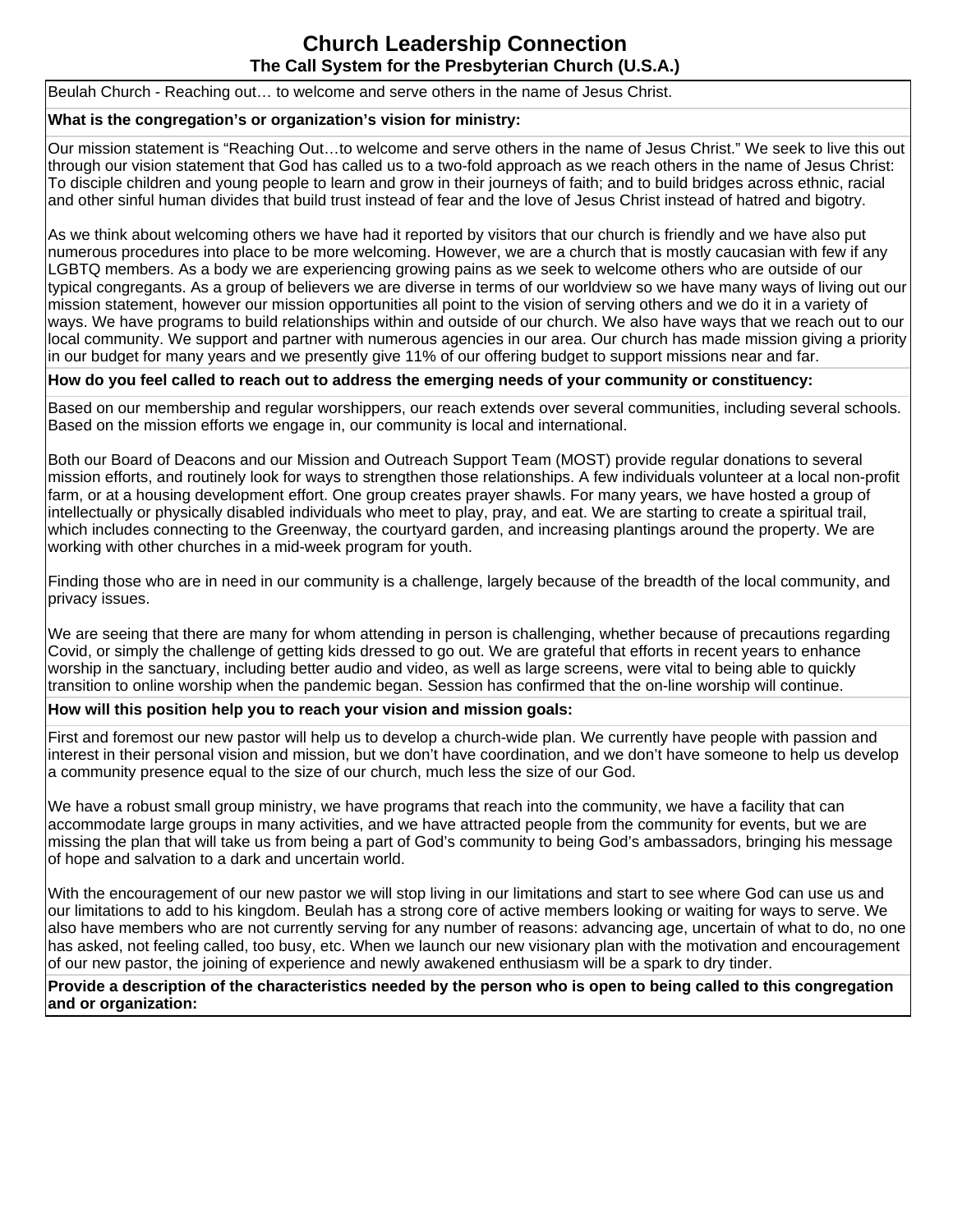# Church Leadership Connection

## The Call System for the Presbyterian Church (U.S.A.)

Beulah Church - Reaching out… to welcome and serve others in the name of Jesus Christ.

**What is the congregation's or organization's vision for ministry:**

Our mission statement is "Reaching Out…to welcome and serve others in the name of Jesus Christ." We seek to live this out through our vision statement that God has called us to a two-fold approach as we reach others in the name of Jesus Christ: To disciple children and young people to learn and grow in their journeys of faith; and to build bridges across ethnic, racial and other sinful human divides that build trust instead of fear and the love of Jesus Christ instead of hatred and bigotry.

As we think about welcoming others we have had it reported by visitors that our church is friendly and we have also put numerous procedures into place to be more welcoming. However, we are a church that is mostly caucasian with few if any LGBTQ members. As a body we are experiencing growing pains as we seek to welcome others who are outside of our typical congregants. As a group of believers we are diverse in terms of our worldview so we have many ways of living out our mission statement, however our mission opportunities all point to the vision of serving others and we do it in a variety of ways. We have programs to build relationships within and outside of our church. We also have ways that we reach out to our local community. We support and partner with numerous agencies in our area. Our church has made mission giving a priority in our budget for many years and we presently give 11% of our offering budget to support missions near and far.

**How do you feel called to reach out to address the emerging needs of your community or constituency:**

Based on our membership and regular worshippers, our reach extends over several communities, including several schools. Based on the mission efforts we engage in, our community is local and international.

Both our Board of Deacons and our Mission and Outreach Support Team (MOST) provide regular donations to several mission efforts, and routinely look for ways to strengthen those relationships. A few individuals volunteer at a local non-profit farm, or at a housing development effort. One group creates prayer shawls. For many years, we have hosted a group of intellectually or physically disabled individuals who meet to play, pray, and eat. We are starting to create a spiritual trail, which includes connecting to the Greenway, the courtyard garden, and increasing plantings around the property. We are working with other churches in a mid-week program for youth.

Finding those who are in need in our community is a challenge, largely because of the breadth of the local community, and privacy issues.

We are seeing that there are many for whom attending in person is challenging, whether because of precautions regarding Covid, or simply the challenge of getting kids dressed to go out. We are grateful that efforts in recent years to enhance worship in the sanctuary, including better audio and video, as well as large screens, were vital to being able to quickly transition to online worship when the pandemic began. Session has confirmed that the on-line worship will continue.

**How will this position help you to reach your vision and mission goals:**

First and foremost our new pastor will help us to develop a church-wide plan. We currently have people with passion and interest in their personal vision and mission, but we don't have coordination, and we don't have someone to help us develop a community presence equal to the size of our church, much less the size of our God.

We have a robust small group ministry, we have programs that reach into the community, we have a facility that can accommodate large groups in many activities, and we have attracted people from the community for events, but we are missing the plan that will take us from being a part of God's community to being God's ambassadors, bringing his message of hope and salvation to a dark and uncertain world.

With the encouragement of our new pastor we will stop living in our limitations and start to see where God can use us and our limitations to add to his kingdom. Beulah has a strong core of active members looking or waiting for ways to serve. We also have members who are not currently serving for any number of reasons: advancing age, uncertain of what to do, no one has asked, not feeling called, too busy, etc. When we launch our new visionary plan with the motivation and encouragement of our new pastor, the joining of experience and newly awakened enthusiasm will be a spark to dry tinder.

**Provide a description of the characteristics needed by the person who is open to being called to this congregation and or organization:**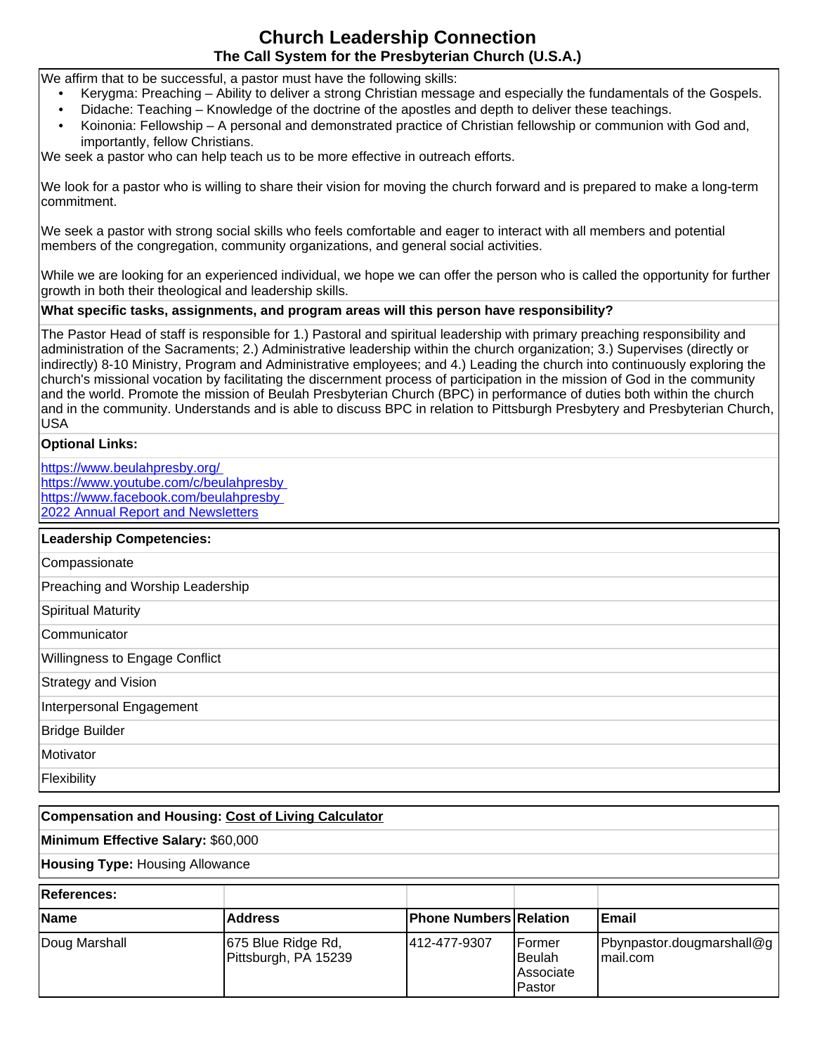# Church Leadership Connection
## The Call System for the Presbyterian Church (U.S.A.)

We affirm that to be successful, a pastor must have the following skills:

- Kerygma: Preaching – Ability to deliver a strong Christian message and especially the fundamentals of the Gospels.
- Didache: Teaching – Knowledge of the doctrine of the apostles and depth to deliver these teachings.
- Koinonia: Fellowship – A personal and demonstrated practice of Christian fellowship or communion with God and, importantly, fellow Christians.

We seek a pastor who can help teach us to be more effective in outreach efforts.

We look for a pastor who is willing to share their vision for moving the church forward and is prepared to make a long-term commitment.

We seek a pastor with strong social skills who feels comfortable and eager to interact with all members and potential members of the congregation, community organizations, and general social activities.

While we are looking for an experienced individual, we hope we can offer the person who is called the opportunity for further growth in both their theological and leadership skills.

**What specific tasks, assignments, and program areas will this person have responsibility?**

The Pastor Head of staff is responsible for 1.) Pastoral and spiritual leadership with primary preaching responsibility and administration of the Sacraments; 2.) Administrative leadership within the church organization; 3.) Supervises (directly or indirectly) 8-10 Ministry, Program and Administrative employees; and 4.) Leading the church into continuously exploring the church's missional vocation by facilitating the discernment process of participation in the mission of God in the community and the world. Promote the mission of Beulah Presbyterian Church (BPC) in performance of duties both within the church and in the community. Understands and is able to discuss BPC in relation to Pittsburgh Presbytery and Presbyterian Church, USA

**Optional Links:**

https://www.beulahpresby.org/
https://www.youtube.com/c/beulahpresby
https://www.facebook.com/beulahpresby
2022 Annual Report and Newsletters

**Leadership Competencies:**

- Compassionate
- Preaching and Worship Leadership
- Spiritual Maturity
- Communicator
- Willingness to Engage Conflict
- Strategy and Vision
- Interpersonal Engagement
- Bridge Builder
- Motivator
- Flexibility

**Compensation and Housing:** Cost of Living Calculator

**Minimum Effective Salary:** $60,000

**Housing Type:** Housing Allowance

**References:**

| Name | Address | Phone Numbers | Relation | Email |
|---|---|---|---|---|
| Doug Marshall | 675 Blue Ridge Rd, Pittsburgh, PA 15239 | 412-477-9307 | Former Beulah Associate Pastor | Pbynpastor.dougmarshall@gmail.com |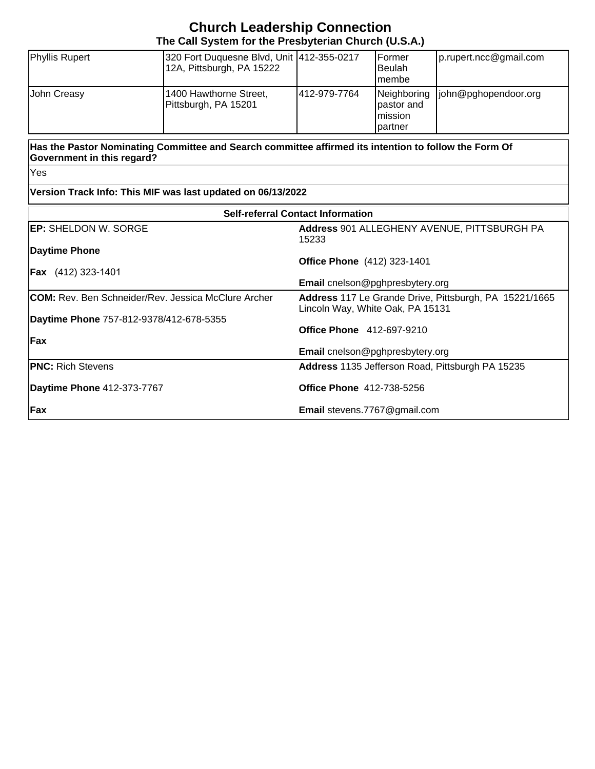# Church Leadership Connection

**The Call System for the Presbyterian Church (U.S.A.)**

| | | | | |
|---|---|---|---|---|
| Phyllis Rupert | 320 Fort Duquesne Blvd, Unit 12A, Pittsburgh, PA 15222 | 412-355-0217 | Former Beulah membe | p.rupert.ncc@gmail.com |
| John Creasy | 1400 Hawthorne Street, Pittsburgh, PA 15201 | 412-979-7764 | Neighboring pastor and mission partner | john@pghopendoor.org |

**Has the Pastor Nominating Committee and Search committee affirmed its intention to follow the Form Of Government in this regard?**

Yes

**Version Track Info: This MIF was last updated on 06/13/2022**

**Self-referral Contact Information**

| | |
|---|---|
| **EP:** SHELDON W. SORGE<br><br>**Daytime Phone**<br><br>**Fax** (412) 323-1401 | **Address** 901 ALLEGHENY AVENUE, PITTSBURGH PA 15233<br><br>**Office Phone** (412) 323-1401<br><br>**Email** cnelson@pghpresbytery.org |
| **COM:** Rev. Ben Schneider/Rev. Jessica McClure Archer<br><br>**Daytime Phone** 757-812-9378/412-678-5355<br><br>**Fax** | **Address** 117 Le Grande Drive, Pittsburgh, PA 15221/1665 Lincoln Way, White Oak, PA 15131<br><br>**Office Phone** 412-697-9210<br><br>**Email** cnelson@pghpresbytery.org |
| **PNC:** Rich Stevens<br><br>**Daytime Phone** 412-373-7767<br><br>**Fax** | **Address** 1135 Jefferson Road, Pittsburgh PA 15235<br><br>**Office Phone** 412-738-5256<br><br>**Email** stevens.7767@gmail.com |